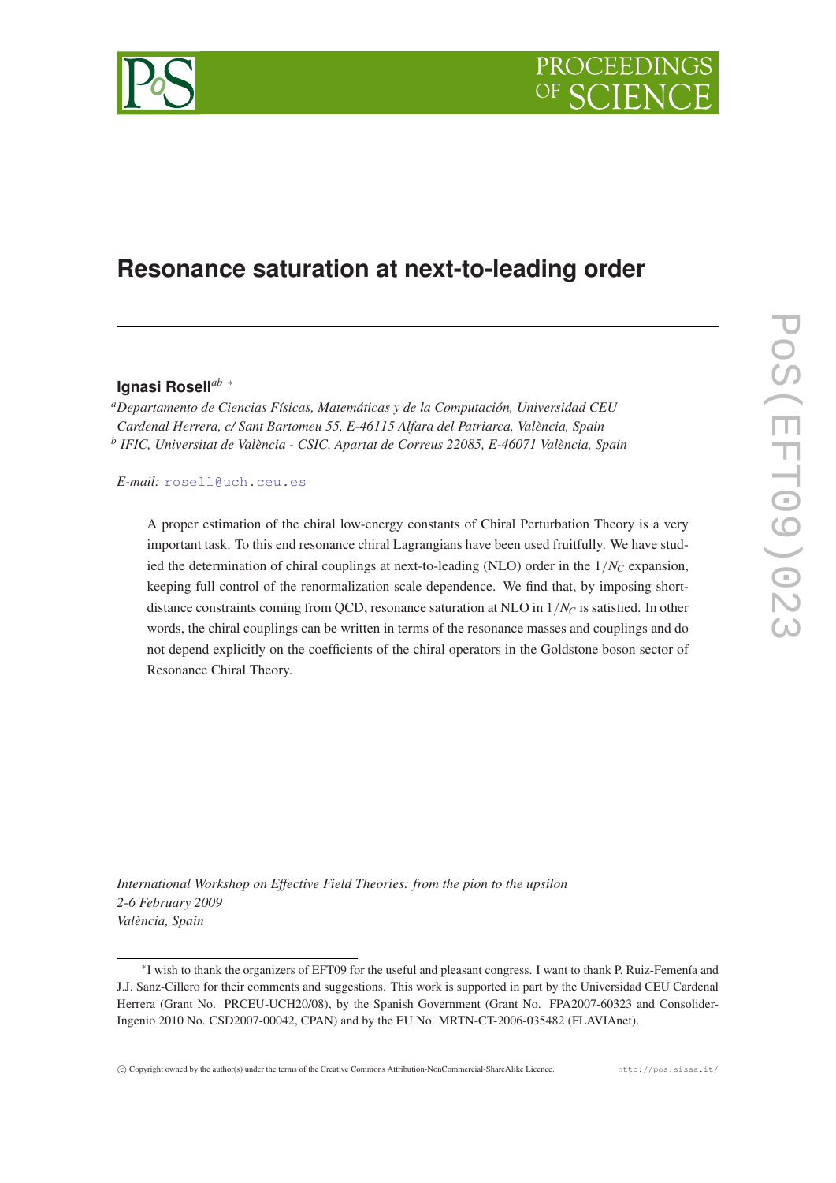# Resonance saturation at next-to-leading order

**Ignasi Rosell**[ab] [*]

[a]*Departamento de Ciencias Físicas, Matemáticas y de la Computación, Universidad CEU Cardenal Herrera, c/ Sant Bartomeu 55, E-46115 Alfara del Patriarca, València, Spain*

[b] *IFIC, Universitat de València - CSIC, Apartat de Correus 22085, E-46071 València, Spain*

*E-mail:* rosell@uch.ceu.es

A proper estimation of the chiral low-energy constants of Chiral Perturbation Theory is a very important task. To this end resonance chiral Lagrangians have been used fruitfully. We have studied the determination of chiral couplings at next-to-leading (NLO) order in the $1/N_C$ expansion, keeping full control of the renormalization scale dependence. We find that, by imposing short-distance constraints coming from QCD, resonance saturation at NLO in $1/N_C$ is satisfied. In other words, the chiral couplings can be written in terms of the resonance masses and couplings and do not depend explicitly on the coefficients of the chiral operators in the Goldstone boson sector of Resonance Chiral Theory.

*International Workshop on Effective Field Theories: from the pion to the upsilon*
*2-6 February 2009*
*València, Spain*

---

[*]I wish to thank the organizers of EFT09 for the useful and pleasant congress. I want to thank P. Ruiz-Femenía and J.J. Sanz-Cillero for their comments and suggestions. This work is supported in part by the Universidad CEU Cardenal Herrera (Grant No. PRCEU-UCH20/08), by the Spanish Government (Grant No. FPA2007-60323 and Consolider-Ingenio 2010 No. CSD2007-00042, CPAN) and by the EU No. MRTN-CT-2006-035482 (FLAVIAnet).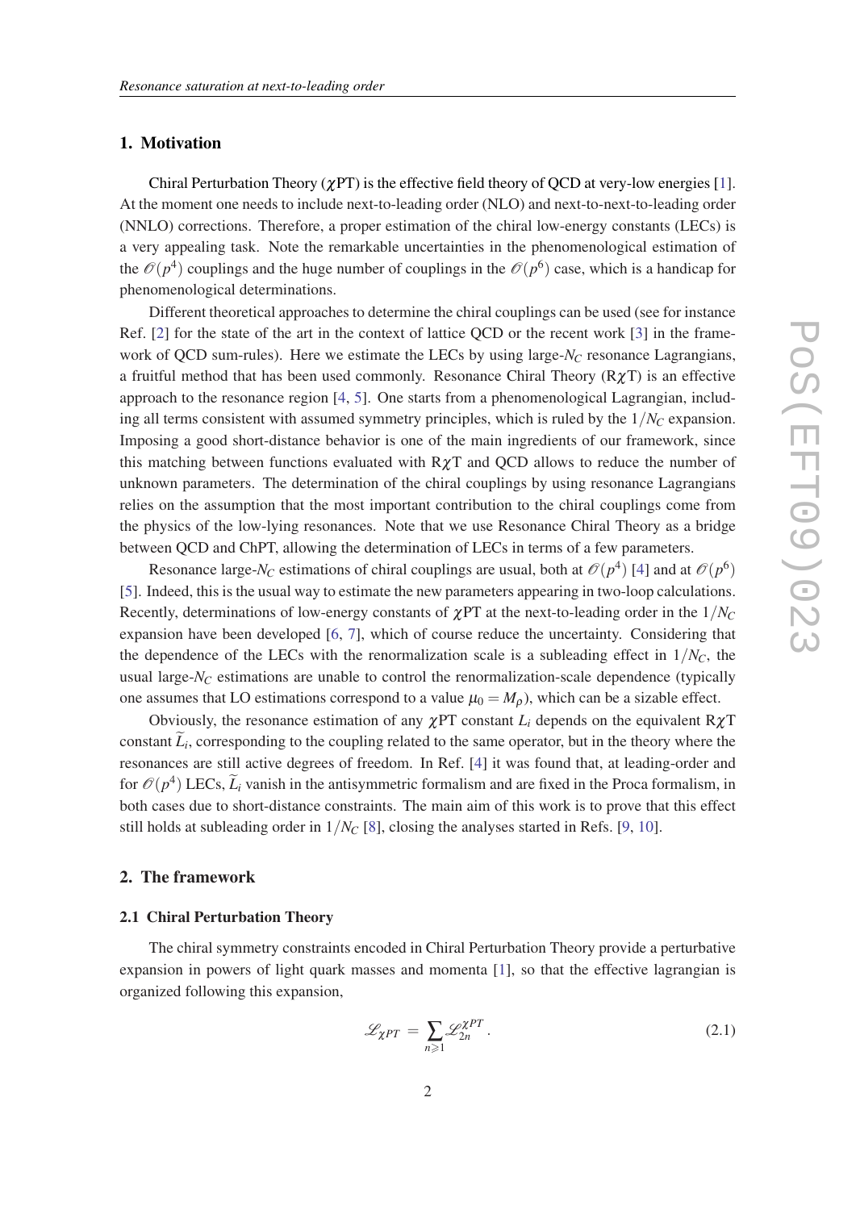## 1. Motivation

Chiral Perturbation Theory ($\chi$PT) is the effective field theory of QCD at very-low energies [1]. At the moment one needs to include next-to-leading order (NLO) and next-to-next-to-leading order (NNLO) corrections. Therefore, a proper estimation of the chiral low-energy constants (LECs) is a very appealing task. Note the remarkable uncertainties in the phenomenological estimation of the $\mathscr{O}(p^4)$ couplings and the huge number of couplings in the $\mathscr{O}(p^6)$ case, which is a handicap for phenomenological determinations.

Different theoretical approaches to determine the chiral couplings can be used (see for instance Ref. [2] for the state of the art in the context of lattice QCD or the recent work [3] in the framework of QCD sum-rules). Here we estimate the LECs by using large-$N_C$ resonance Lagrangians, a fruitful method that has been used commonly. Resonance Chiral Theory (R$\chi$T) is an effective approach to the resonance region [4, 5]. One starts from a phenomenological Lagrangian, including all terms consistent with assumed symmetry principles, which is ruled by the $1/N_C$ expansion. Imposing a good short-distance behavior is one of the main ingredients of our framework, since this matching between functions evaluated with R$\chi$T and QCD allows to reduce the number of unknown parameters. The determination of the chiral couplings by using resonance Lagrangians relies on the assumption that the most important contribution to the chiral couplings come from the physics of the low-lying resonances. Note that we use Resonance Chiral Theory as a bridge between QCD and ChPT, allowing the determination of LECs in terms of a few parameters.

Resonance large-$N_C$ estimations of chiral couplings are usual, both at $\mathscr{O}(p^4)$ [4] and at $\mathscr{O}(p^6)$ [5]. Indeed, this is the usual way to estimate the new parameters appearing in two-loop calculations. Recently, determinations of low-energy constants of $\chi$PT at the next-to-leading order in the $1/N_C$ expansion have been developed [6, 7], which of course reduce the uncertainty. Considering that the dependence of the LECs with the renormalization scale is a subleading effect in $1/N_C$, the usual large-$N_C$ estimations are unable to control the renormalization-scale dependence (typically one assumes that LO estimations correspond to a value $\mu_0 = M_\rho$), which can be a sizable effect.

Obviously, the resonance estimation of any $\chi$PT constant $L_i$ depends on the equivalent R$\chi$T constant $\widetilde{L}_i$, corresponding to the coupling related to the same operator, but in the theory where the resonances are still active degrees of freedom. In Ref. [4] it was found that, at leading-order and for $\mathscr{O}(p^4)$ LECs, $\widetilde{L}_i$ vanish in the antisymmetric formalism and are fixed in the Proca formalism, in both cases due to short-distance constraints. The main aim of this work is to prove that this effect still holds at subleading order in $1/N_C$ [8], closing the analyses started in Refs. [9, 10].

## 2. The framework

### 2.1 Chiral Perturbation Theory

The chiral symmetry constraints encoded in Chiral Perturbation Theory provide a perturbative expansion in powers of light quark masses and momenta [1], so that the effective lagrangian is organized following this expansion,

$$\mathscr{L}_{\chi PT} = \sum_{n \geqslant 1} \mathscr{L}_{2n}^{\chi PT} \, . \tag{2.1}$$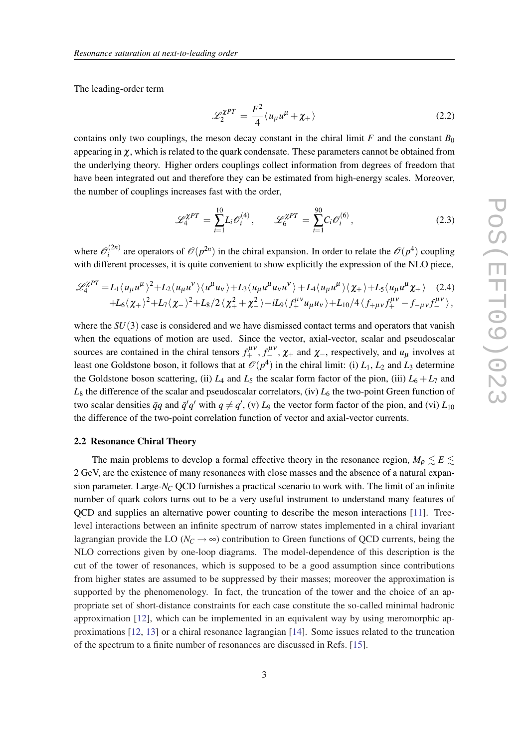The leading-order term

$$\mathscr{L}_2^{\chi PT} = \frac{F^2}{4}\langle u_\mu u^\mu + \chi_+ \rangle \tag{2.2}$$

contains only two couplings, the meson decay constant in the chiral limit $F$ and the constant $B_0$ appearing in $\chi$, which is related to the quark condensate. These parameters cannot be obtained from the underlying theory. Higher orders couplings collect information from degrees of freedom that have been integrated out and therefore they can be estimated from high-energy scales. Moreover, the number of couplings increases fast with the order,

$$\mathscr{L}_4^{\chi PT} = \sum_{i=1}^{10} L_i \mathscr{O}_i^{(4)}, \qquad \mathscr{L}_6^{\chi PT} = \sum_{i=1}^{90} C_i \mathscr{O}_i^{(6)}, \tag{2.3}$$

where $\mathscr{O}_i^{(2n)}$ are operators of $\mathscr{O}(p^{2n})$ in the chiral expansion. In order to relate the $\mathscr{O}(p^4)$ coupling with different processes, it is quite convenient to show explicitly the expression of the NLO piece,

$$\begin{aligned}\mathscr{L}_4^{\chi PT} = & L_1 \langle u_\mu u^\mu \rangle^2 + L_2 \langle u_\mu u^\nu \rangle \langle u^\mu u_\nu \rangle + L_3 \langle u_\mu u^\mu u_\nu u^\nu \rangle + L_4 \langle u_\mu u^\mu \rangle \langle \chi_+ \rangle + L_5 \langle u_\mu u^\mu \chi_+ \rangle \\ & + L_6 \langle \chi_+ \rangle^2 + L_7 \langle \chi_- \rangle^2 + L_8/2 \langle \chi_+^2 + \chi_-^2 \rangle - i L_9 \langle f_+^{\mu\nu} u_\mu u_\nu \rangle + L_{10}/4 \langle f_{+\mu\nu} f_+^{\mu\nu} - f_{-\mu\nu} f_-^{\mu\nu} \rangle ,\end{aligned} \tag{2.4}$$

where the $SU(3)$ case is considered and we have dismissed contact terms and operators that vanish when the equations of motion are used. Since the vector, axial-vector, scalar and pseudoscalar sources are contained in the chiral tensors $f_+^{\mu\nu}$, $f_-^{\mu\nu}$, $\chi_+$ and $\chi_-$, respectively, and $u_\mu$ involves at least one Goldstone boson, it follows that at $\mathscr{O}(p^4)$ in the chiral limit: (i) $L_1$, $L_2$ and $L_3$ determine the Goldstone boson scattering, (ii) $L_4$ and $L_5$ the scalar form factor of the pion, (iii) $L_6 + L_7$ and $L_8$ the difference of the scalar and pseudoscalar correlators, (iv) $L_6$ the two-point Green function of two scalar densities $\bar{q}q$ and $\bar{q}'q'$ with $q \neq q'$, (v) $L_9$ the vector form factor of the pion, and (vi) $L_{10}$ the difference of the two-point correlation function of vector and axial-vector currents.

### 2.2 Resonance Chiral Theory

The main problems to develop a formal effective theory in the resonance region, $M_\rho \lesssim E \lesssim 2$ GeV, are the existence of many resonances with close masses and the absence of a natural expansion parameter. Large-$N_C$ QCD furnishes a practical scenario to work with. The limit of an infinite number of quark colors turns out to be a very useful instrument to understand many features of QCD and supplies an alternative power counting to describe the meson interactions [11]. Tree-level interactions between an infinite spectrum of narrow states implemented in a chiral invariant lagrangian provide the LO ($N_C \to \infty$) contribution to Green functions of QCD currents, being the NLO corrections given by one-loop diagrams. The model-dependence of this description is the cut of the tower of resonances, which is supposed to be a good assumption since contributions from higher states are assumed to be suppressed by their masses; moreover the approximation is supported by the phenomenology. In fact, the truncation of the tower and the choice of an appropriate set of short-distance constraints for each case constitute the so-called minimal hadronic approximation [12], which can be implemented in an equivalent way by using meromorphic approximations [12, 13] or a chiral resonance lagrangian [14]. Some issues related to the truncation of the spectrum to a finite number of resonances are discussed in Refs. [15].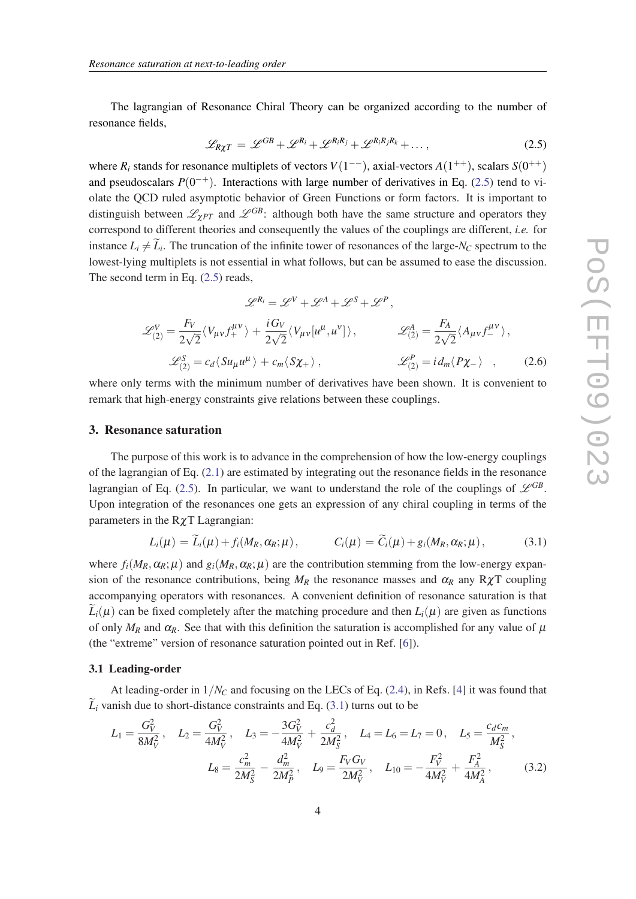The lagrangian of Resonance Chiral Theory can be organized according to the number of resonance fields,

$$\mathscr{L}_{R\chi T} = \mathscr{L}^{GB} + \mathscr{L}^{R_i} + \mathscr{L}^{R_iR_j} + \mathscr{L}^{R_iR_jR_k} + \ldots , \tag{2.5}$$

where $R_i$ stands for resonance multiplets of vectors $V(1^{--})$, axial-vectors $A(1^{++})$, scalars $S(0^{++})$ and pseudoscalars $P(0^{-+})$. Interactions with large number of derivatives in Eq. (2.5) tend to violate the QCD ruled asymptotic behavior of Green Functions or form factors. It is important to distinguish between $\mathscr{L}_{\chi PT}$ and $\mathscr{L}^{GB}$: although both have the same structure and operators they correspond to different theories and consequently the values of the couplings are different, *i.e.* for instance $L_i \neq \widetilde{L}_i$. The truncation of the infinite tower of resonances of the large-$N_C$ spectrum to the lowest-lying multiplets is not essential in what follows, but can be assumed to ease the discussion. The second term in Eq. (2.5) reads,

$$\mathscr{L}^{R_i} = \mathscr{L}^{V} + \mathscr{L}^{A} + \mathscr{L}^{S} + \mathscr{L}^{P} ,$$

$$\mathscr{L}^{V}_{(2)} = \frac{F_V}{2\sqrt{2}} \langle V_{\mu\nu} f_+^{\mu\nu} \rangle + \frac{iG_V}{2\sqrt{2}} \langle V_{\mu\nu} [u^\mu, u^\nu] \rangle , \qquad \mathscr{L}^{A}_{(2)} = \frac{F_A}{2\sqrt{2}} \langle A_{\mu\nu} f_-^{\mu\nu} \rangle ,$$

$$\mathscr{L}^{S}_{(2)} = c_d \langle S u_\mu u^\mu \rangle + c_m \langle S \chi_+ \rangle , \qquad \mathscr{L}^{P}_{(2)} = i d_m \langle P \chi_- \rangle \quad , \tag{2.6}$$

where only terms with the minimum number of derivatives have been shown. It is convenient to remark that high-energy constraints give relations between these couplings.

## 3. Resonance saturation

The purpose of this work is to advance in the comprehension of how the low-energy couplings of the lagrangian of Eq. (2.1) are estimated by integrating out the resonance fields in the resonance lagrangian of Eq. (2.5). In particular, we want to understand the role of the couplings of $\mathscr{L}^{GB}$. Upon integration of the resonances one gets an expression of any chiral coupling in terms of the parameters in the R$\chi$T Lagrangian:

$$L_i(\mu) = \widetilde{L}_i(\mu) + f_i(M_R, \alpha_R; \mu) , \qquad C_i(\mu) = \widetilde{C}_i(\mu) + g_i(M_R, \alpha_R; \mu) , \tag{3.1}$$

where $f_i(M_R, \alpha_R; \mu)$ and $g_i(M_R, \alpha_R; \mu)$ are the contribution stemming from the low-energy expansion of the resonance contributions, being $M_R$ the resonance masses and $\alpha_R$ any R$\chi$T coupling accompanying operators with resonances. A convenient definition of resonance saturation is that $\widetilde{L}_i(\mu)$ can be fixed completely after the matching procedure and then $L_i(\mu)$ are given as functions of only $M_R$ and $\alpha_R$. See that with this definition the saturation is accomplished for any value of $\mu$ (the "extreme" version of resonance saturation pointed out in Ref. [6]).

### 3.1 Leading-order

At leading-order in $1/N_C$ and focusing on the LECs of Eq. (2.4), in Refs. [4] it was found that $\widetilde{L}_i$ vanish due to short-distance constraints and Eq. (3.1) turns out to be

$$L_1 = \frac{G_V^2}{8M_V^2} , \quad L_2 = \frac{G_V^2}{4M_V^2} , \quad L_3 = -\frac{3G_V^2}{4M_V^2} + \frac{c_d^2}{2M_S^2} , \quad L_4 = L_6 = L_7 = 0 , \quad L_5 = \frac{c_d c_m}{M_S^2} ,$$

$$L_8 = \frac{c_m^2}{2M_S^2} - \frac{d_m^2}{2M_P^2} , \quad L_9 = \frac{F_V G_V}{2M_V^2} , \quad L_{10} = -\frac{F_V^2}{4M_V^2} + \frac{F_A^2}{4M_A^2} , \tag{3.2}$$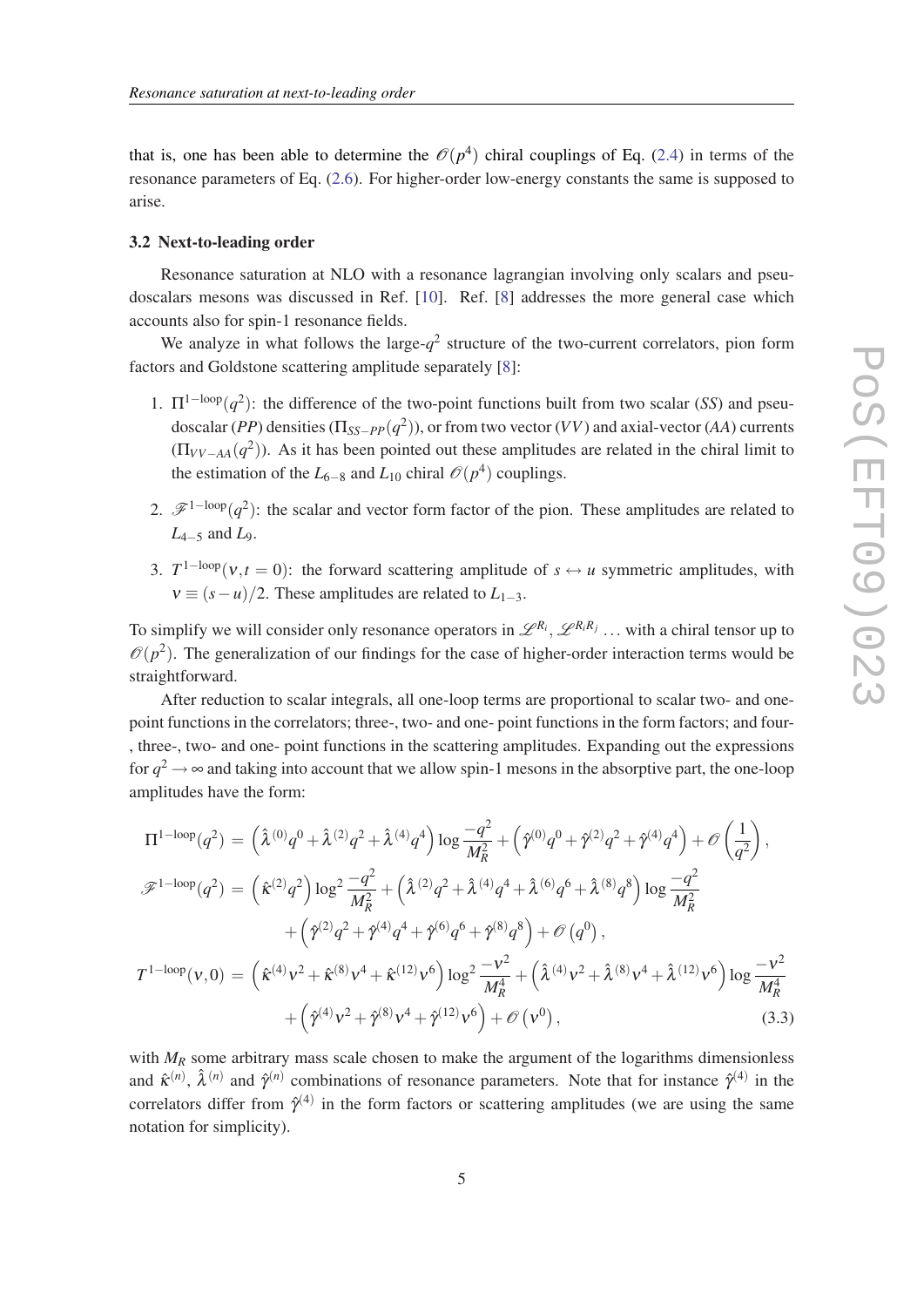that is, one has been able to determine the $\mathscr{O}(p^4)$ chiral couplings of Eq. (2.4) in terms of the resonance parameters of Eq. (2.6). For higher-order low-energy constants the same is supposed to arise.

### 3.2 Next-to-leading order

Resonance saturation at NLO with a resonance lagrangian involving only scalars and pseudoscalars mesons was discussed in Ref. [10]. Ref. [8] addresses the more general case which accounts also for spin-1 resonance fields.

We analyze in what follows the large-$q^2$ structure of the two-current correlators, pion form factors and Goldstone scattering amplitude separately [8]:

1. $\Pi^{1-\mathrm{loop}}(q^2)$: the difference of the two-point functions built from two scalar (*SS*) and pseudoscalar (*PP*) densities ($\Pi_{SS-PP}(q^2)$), or from two vector (*VV*) and axial-vector (*AA*) currents ($\Pi_{VV-AA}(q^2)$). As it has been pointed out these amplitudes are related in the chiral limit to the estimation of the $L_{6-8}$ and $L_{10}$ chiral $\mathscr{O}(p^4)$ couplings.

2. $\mathscr{F}^{1-\mathrm{loop}}(q^2)$: the scalar and vector form factor of the pion. These amplitudes are related to $L_{4-5}$ and $L_9$.

3. $T^{1-\mathrm{loop}}(\nu, t=0)$: the forward scattering amplitude of $s \leftrightarrow u$ symmetric amplitudes, with $\nu \equiv (s-u)/2$. These amplitudes are related to $L_{1-3}$.

To simplify we will consider only resonance operators in $\mathscr{L}^{R_i}, \mathscr{L}^{R_iR_j} \ldots$ with a chiral tensor up to $\mathscr{O}(p^2)$. The generalization of our findings for the case of higher-order interaction terms would be straightforward.

After reduction to scalar integrals, all one-loop terms are proportional to scalar two- and one-point functions in the correlators; three-, two- and one- point functions in the form factors; and four-, three-, two- and one- point functions in the scattering amplitudes. Expanding out the expressions for $q^2 \to \infty$ and taking into account that we allow spin-1 mesons in the absorptive part, the one-loop amplitudes have the form:

$$
\begin{aligned}
\Pi^{1-\mathrm{loop}}(q^2) &= \left(\hat{\lambda}^{(0)} q^0 + \hat{\lambda}^{(2)} q^2 + \hat{\lambda}^{(4)} q^4\right) \log \frac{-q^2}{M_R^2} + \left(\hat{\gamma}^{(0)} q^0 + \hat{\gamma}^{(2)} q^2 + \hat{\gamma}^{(4)} q^4\right) + \mathscr{O}\left(\frac{1}{q^2}\right), \\
\mathscr{F}^{1-\mathrm{loop}}(q^2) &= \left(\hat{\kappa}^{(2)} q^2\right) \log^2 \frac{-q^2}{M_R^2} + \left(\hat{\lambda}^{(2)} q^2 + \hat{\lambda}^{(4)} q^4 + \hat{\lambda}^{(6)} q^6 + \hat{\lambda}^{(8)} q^8\right) \log \frac{-q^2}{M_R^2} \\
&\quad + \left(\hat{\gamma}^{(2)} q^2 + \hat{\gamma}^{(4)} q^4 + \hat{\gamma}^{(6)} q^6 + \hat{\gamma}^{(8)} q^8\right) + \mathscr{O}\left(q^0\right), \\
T^{1-\mathrm{loop}}(\nu, 0) &= \left(\hat{\kappa}^{(4)} \nu^2 + \hat{\kappa}^{(8)} \nu^4 + \hat{\kappa}^{(12)} \nu^6\right) \log^2 \frac{-\nu^2}{M_R^4} + \left(\hat{\lambda}^{(4)} \nu^2 + \hat{\lambda}^{(8)} \nu^4 + \hat{\lambda}^{(12)} \nu^6\right) \log \frac{-\nu^2}{M_R^4} \\
&\quad + \left(\hat{\gamma}^{(4)} \nu^2 + \hat{\gamma}^{(8)} \nu^4 + \hat{\gamma}^{(12)} \nu^6\right) + \mathscr{O}\left(\nu^0\right),
\end{aligned}
\tag{3.3}
$$

with $M_R$ some arbitrary mass scale chosen to make the argument of the logarithms dimensionless and $\hat{\kappa}^{(n)}$, $\hat{\lambda}^{(n)}$ and $\hat{\gamma}^{(n)}$ combinations of resonance parameters. Note that for instance $\hat{\gamma}^{(4)}$ in the correlators differ from $\hat{\gamma}^{(4)}$ in the form factors or scattering amplitudes (we are using the same notation for simplicity).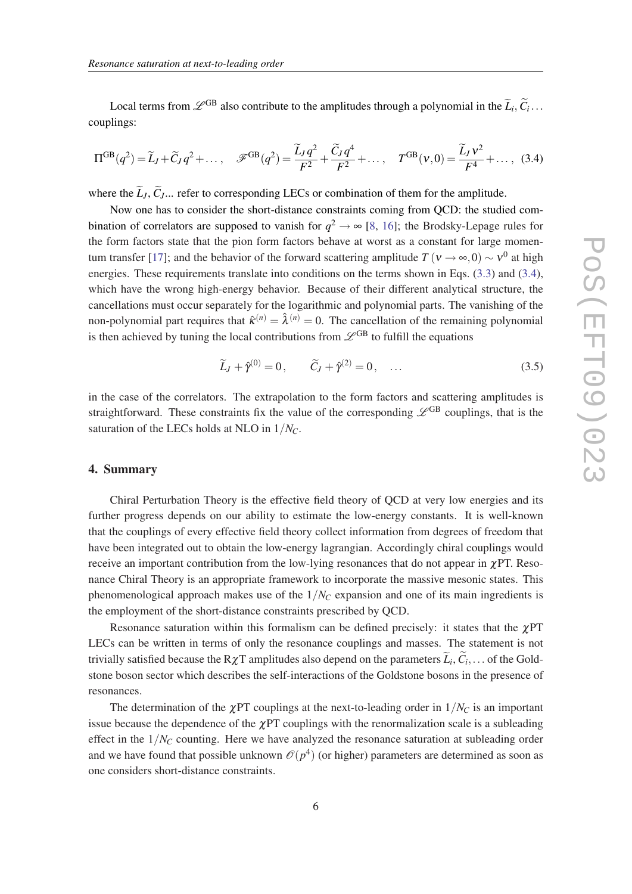Local terms from $\mathscr{L}^{\rm GB}$ also contribute to the amplitudes through a polynomial in the $\widetilde{L}_i, \widetilde{C}_i \dots$ couplings:

$$\Pi^{\rm GB}(q^2) = \widetilde{L}_J + \widetilde{C}_J q^2 + \dots, \quad \mathscr{F}^{\rm GB}(q^2) = \frac{\widetilde{L}_J q^2}{F^2} + \frac{\widetilde{C}_J q^4}{F^2} + \dots, \quad T^{\rm GB}(\nu, 0) = \frac{\widetilde{L}_J \nu^2}{F^4} + \dots, \tag{3.4}$$

where the $\widetilde{L}_J, \widetilde{C}_J$... refer to corresponding LECs or combination of them for the amplitude.

Now one has to consider the short-distance constraints coming from QCD: the studied combination of correlators are supposed to vanish for $q^2 \to \infty$ [8, 16]; the Brodsky-Lepage rules for the form factors state that the pion form factors behave at worst as a constant for large momentum transfer [17]; and the behavior of the forward scattering amplitude $T(\nu \to \infty, 0) \sim \nu^0$ at high energies. These requirements translate into conditions on the terms shown in Eqs. (3.3) and (3.4), which have the wrong high-energy behavior. Because of their different analytical structure, the cancellations must occur separately for the logarithmic and polynomial parts. The vanishing of the non-polynomial part requires that $\hat{\kappa}^{(n)} = \hat{\lambda}^{(n)} = 0$. The cancellation of the remaining polynomial is then achieved by tuning the local contributions from $\mathscr{L}^{\rm GB}$ to fulfill the equations

$$\widetilde{L}_J + \hat{\gamma}^{(0)} = 0, \qquad \widetilde{C}_J + \hat{\gamma}^{(2)} = 0, \quad \dots \tag{3.5}$$

in the case of the correlators. The extrapolation to the form factors and scattering amplitudes is straightforward. These constraints fix the value of the corresponding $\mathscr{L}^{\rm GB}$ couplings, that is the saturation of the LECs holds at NLO in $1/N_C$.

## 4. Summary

Chiral Perturbation Theory is the effective field theory of QCD at very low energies and its further progress depends on our ability to estimate the low-energy constants. It is well-known that the couplings of every effective field theory collect information from degrees of freedom that have been integrated out to obtain the low-energy lagrangian. Accordingly chiral couplings would receive an important contribution from the low-lying resonances that do not appear in $\chi$PT. Resonance Chiral Theory is an appropriate framework to incorporate the massive mesonic states. This phenomenological approach makes use of the $1/N_C$ expansion and one of its main ingredients is the employment of the short-distance constraints prescribed by QCD.

Resonance saturation within this formalism can be defined precisely: it states that the $\chi$PT LECs can be written in terms of only the resonance couplings and masses. The statement is not trivially satisfied because the R$\chi$T amplitudes also depend on the parameters $\widetilde{L}_i, \widetilde{C}_i, \dots$ of the Goldstone boson sector which describes the self-interactions of the Goldstone bosons in the presence of resonances.

The determination of the $\chi$PT couplings at the next-to-leading order in $1/N_C$ is an important issue because the dependence of the $\chi$PT couplings with the renormalization scale is a subleading effect in the $1/N_C$ counting. Here we have analyzed the resonance saturation at subleading order and we have found that possible unknown $\mathscr{O}(p^4)$ (or higher) parameters are determined as soon as one considers short-distance constraints.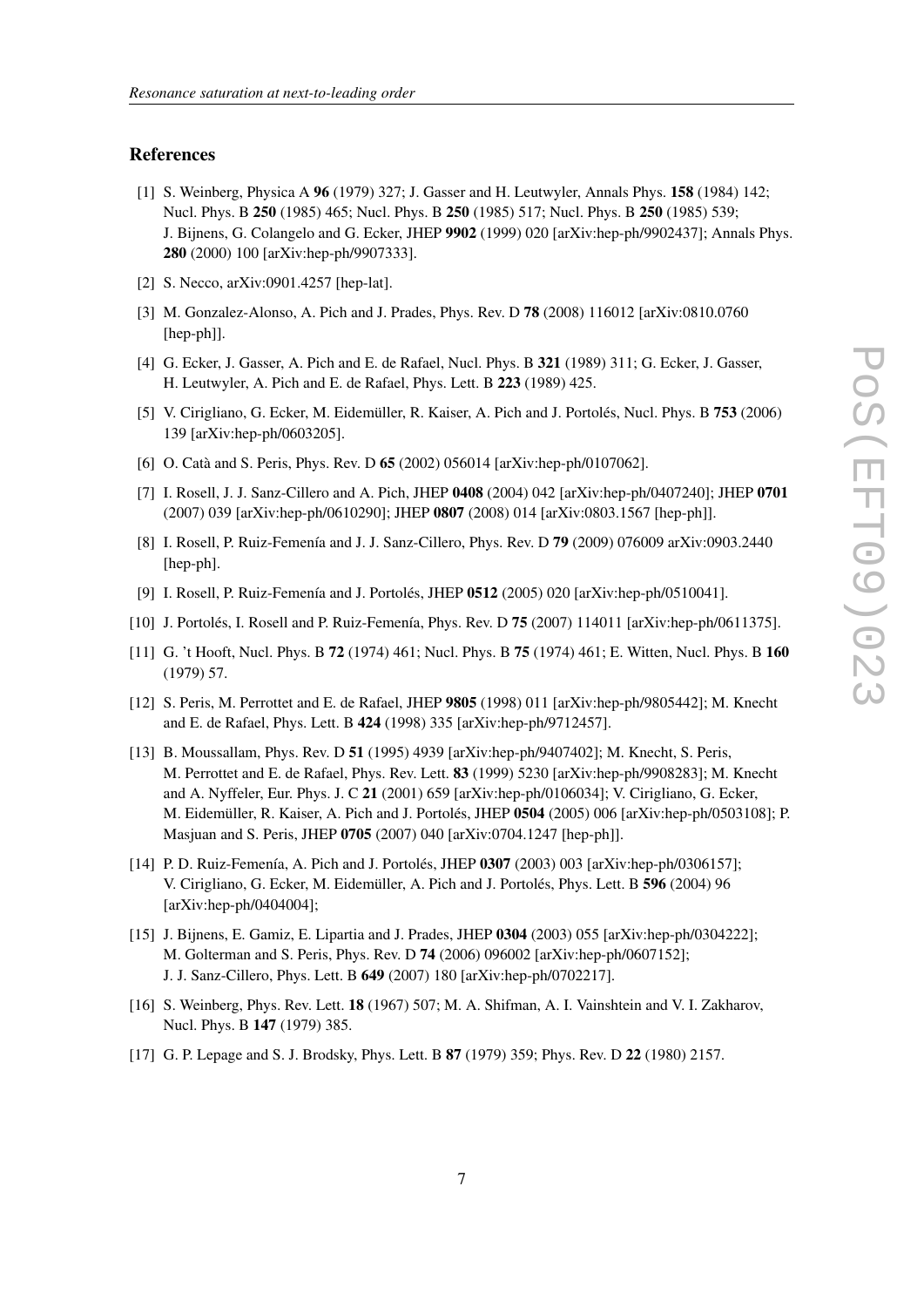## References

[1] S. Weinberg, Physica A **96** (1979) 327; J. Gasser and H. Leutwyler, Annals Phys. **158** (1984) 142; Nucl. Phys. B **250** (1985) 465; Nucl. Phys. B **250** (1985) 517; Nucl. Phys. B **250** (1985) 539; J. Bijnens, G. Colangelo and G. Ecker, JHEP **9902** (1999) 020 [arXiv:hep-ph/9902437]; Annals Phys. **280** (2000) 100 [arXiv:hep-ph/9907333].

[2] S. Necco, arXiv:0901.4257 [hep-lat].

[3] M. Gonzalez-Alonso, A. Pich and J. Prades, Phys. Rev. D **78** (2008) 116012 [arXiv:0810.0760 [hep-ph]].

[4] G. Ecker, J. Gasser, A. Pich and E. de Rafael, Nucl. Phys. B **321** (1989) 311; G. Ecker, J. Gasser, H. Leutwyler, A. Pich and E. de Rafael, Phys. Lett. B **223** (1989) 425.

[5] V. Cirigliano, G. Ecker, M. Eidemüller, R. Kaiser, A. Pich and J. Portolés, Nucl. Phys. B **753** (2006) 139 [arXiv:hep-ph/0603205].

[6] O. Catà and S. Peris, Phys. Rev. D **65** (2002) 056014 [arXiv:hep-ph/0107062].

[7] I. Rosell, J. J. Sanz-Cillero and A. Pich, JHEP **0408** (2004) 042 [arXiv:hep-ph/0407240]; JHEP **0701** (2007) 039 [arXiv:hep-ph/0610290]; JHEP **0807** (2008) 014 [arXiv:0803.1567 [hep-ph]].

[8] I. Rosell, P. Ruiz-Femenía and J. J. Sanz-Cillero, Phys. Rev. D **79** (2009) 076009 arXiv:0903.2440 [hep-ph].

[9] I. Rosell, P. Ruiz-Femenía and J. Portolés, JHEP **0512** (2005) 020 [arXiv:hep-ph/0510041].

[10] J. Portolés, I. Rosell and P. Ruiz-Femenía, Phys. Rev. D **75** (2007) 114011 [arXiv:hep-ph/0611375].

[11] G. 't Hooft, Nucl. Phys. B **72** (1974) 461; Nucl. Phys. B **75** (1974) 461; E. Witten, Nucl. Phys. B **160** (1979) 57.

[12] S. Peris, M. Perrottet and E. de Rafael, JHEP **9805** (1998) 011 [arXiv:hep-ph/9805442]; M. Knecht and E. de Rafael, Phys. Lett. B **424** (1998) 335 [arXiv:hep-ph/9712457].

[13] B. Moussallam, Phys. Rev. D **51** (1995) 4939 [arXiv:hep-ph/9407402]; M. Knecht, S. Peris, M. Perrottet and E. de Rafael, Phys. Rev. Lett. **83** (1999) 5230 [arXiv:hep-ph/9908283]; M. Knecht and A. Nyffeler, Eur. Phys. J. C **21** (2001) 659 [arXiv:hep-ph/0106034]; V. Cirigliano, G. Ecker, M. Eidemüller, R. Kaiser, A. Pich and J. Portolés, JHEP **0504** (2005) 006 [arXiv:hep-ph/0503108]; P. Masjuan and S. Peris, JHEP **0705** (2007) 040 [arXiv:0704.1247 [hep-ph]].

[14] P. D. Ruiz-Femenía, A. Pich and J. Portolés, JHEP **0307** (2003) 003 [arXiv:hep-ph/0306157]; V. Cirigliano, G. Ecker, M. Eidemüller, A. Pich and J. Portolés, Phys. Lett. B **596** (2004) 96 [arXiv:hep-ph/0404004];

[15] J. Bijnens, E. Gamiz, E. Lipartia and J. Prades, JHEP **0304** (2003) 055 [arXiv:hep-ph/0304222]; M. Golterman and S. Peris, Phys. Rev. D **74** (2006) 096002 [arXiv:hep-ph/0607152]; J. J. Sanz-Cillero, Phys. Lett. B **649** (2007) 180 [arXiv:hep-ph/0702217].

[16] S. Weinberg, Phys. Rev. Lett. **18** (1967) 507; M. A. Shifman, A. I. Vainshtein and V. I. Zakharov, Nucl. Phys. B **147** (1979) 385.

[17] G. P. Lepage and S. J. Brodsky, Phys. Lett. B **87** (1979) 359; Phys. Rev. D **22** (1980) 2157.